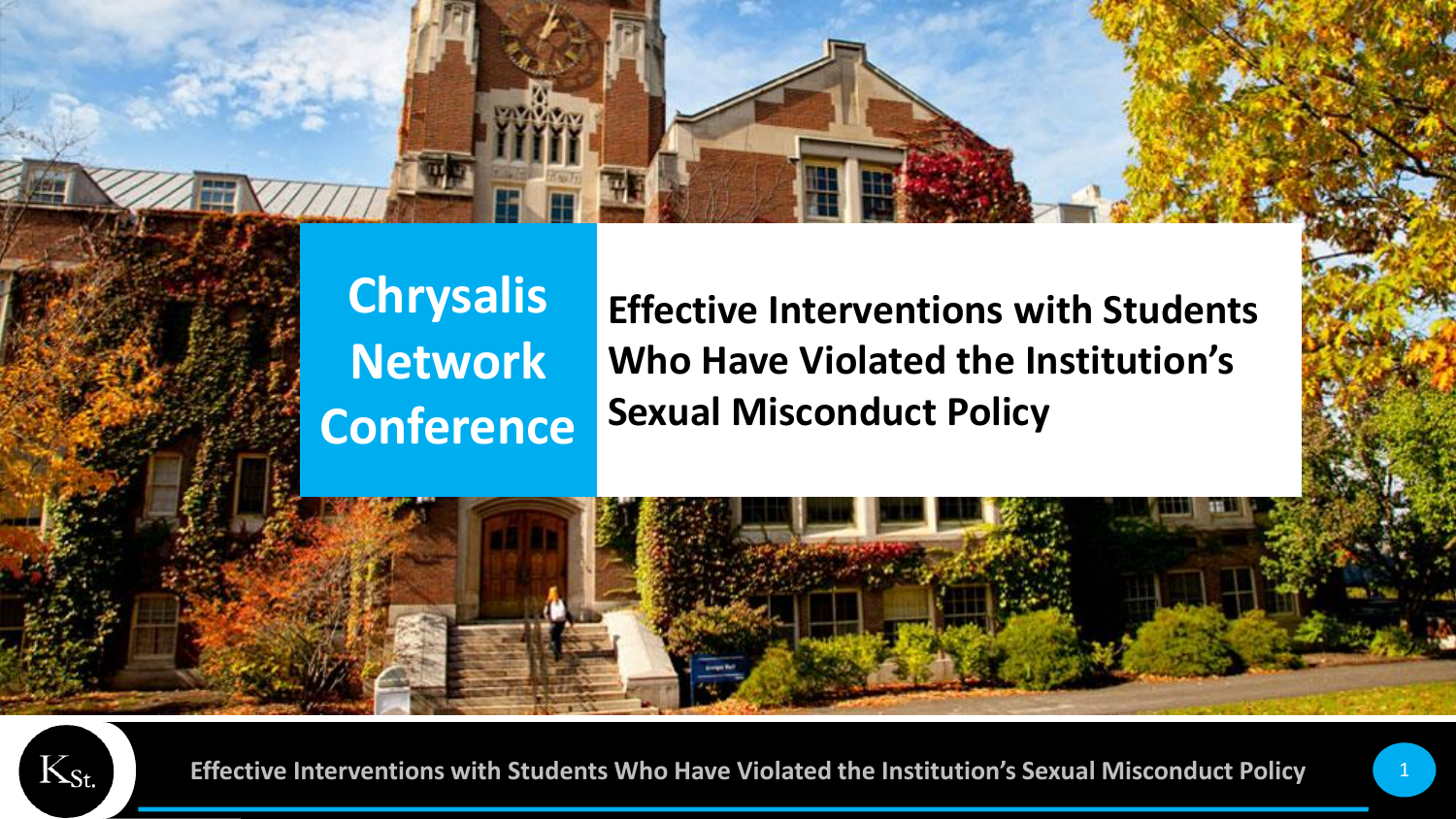# Chrysalis Network Conference

## Effective Interventions with Students Who Have Violated the Institution's Sexual Misconduct Policy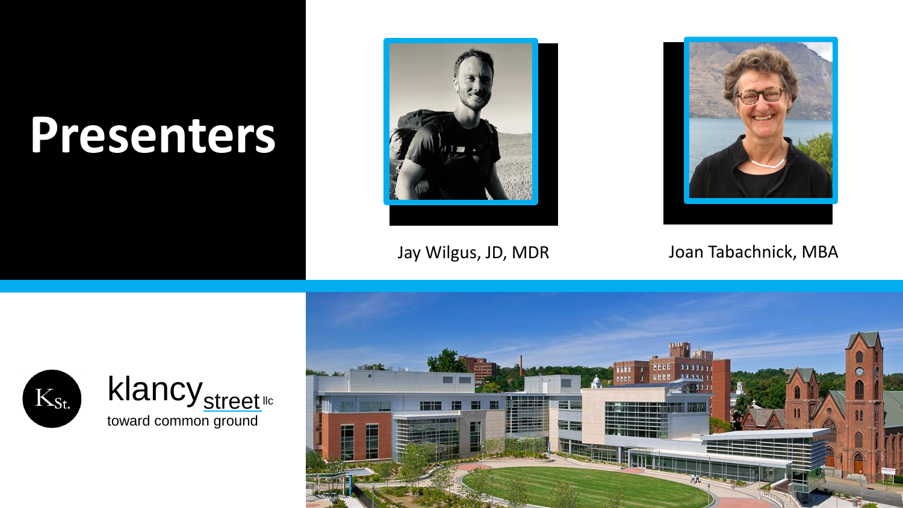# Presenters

Jay Wilgus, JD, MDR

Joan Tabachnick, MBA

klancy street llc

toward common ground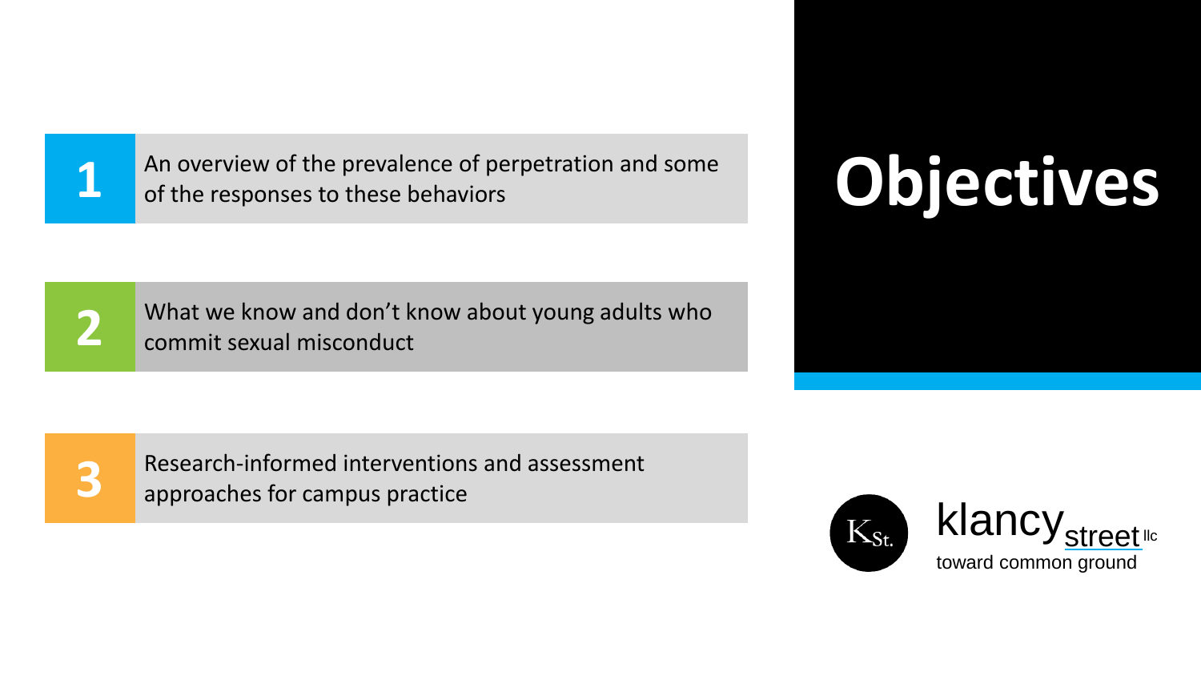# Objectives

1. An overview of the prevalence of perpetration and some of the responses to these behaviors

2. What we know and don't know about young adults who commit sexual misconduct

3. Research-informed interventions and assessment approaches for campus practice

klancy street llc
toward common ground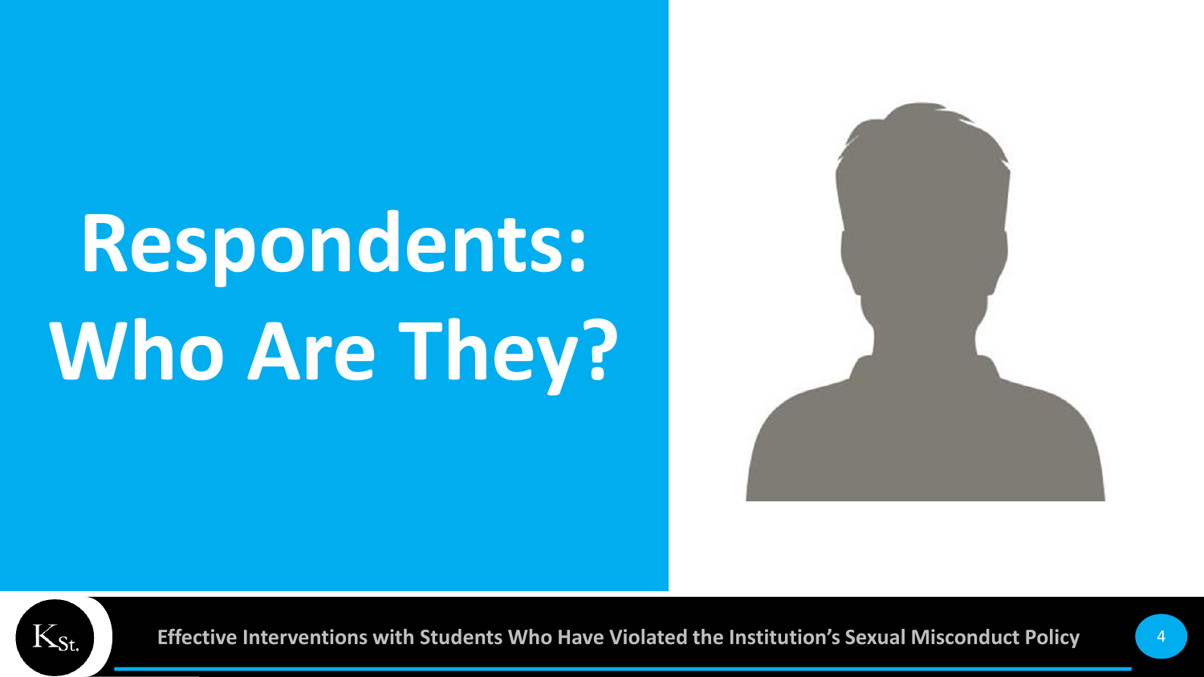# Respondents: Who Are They?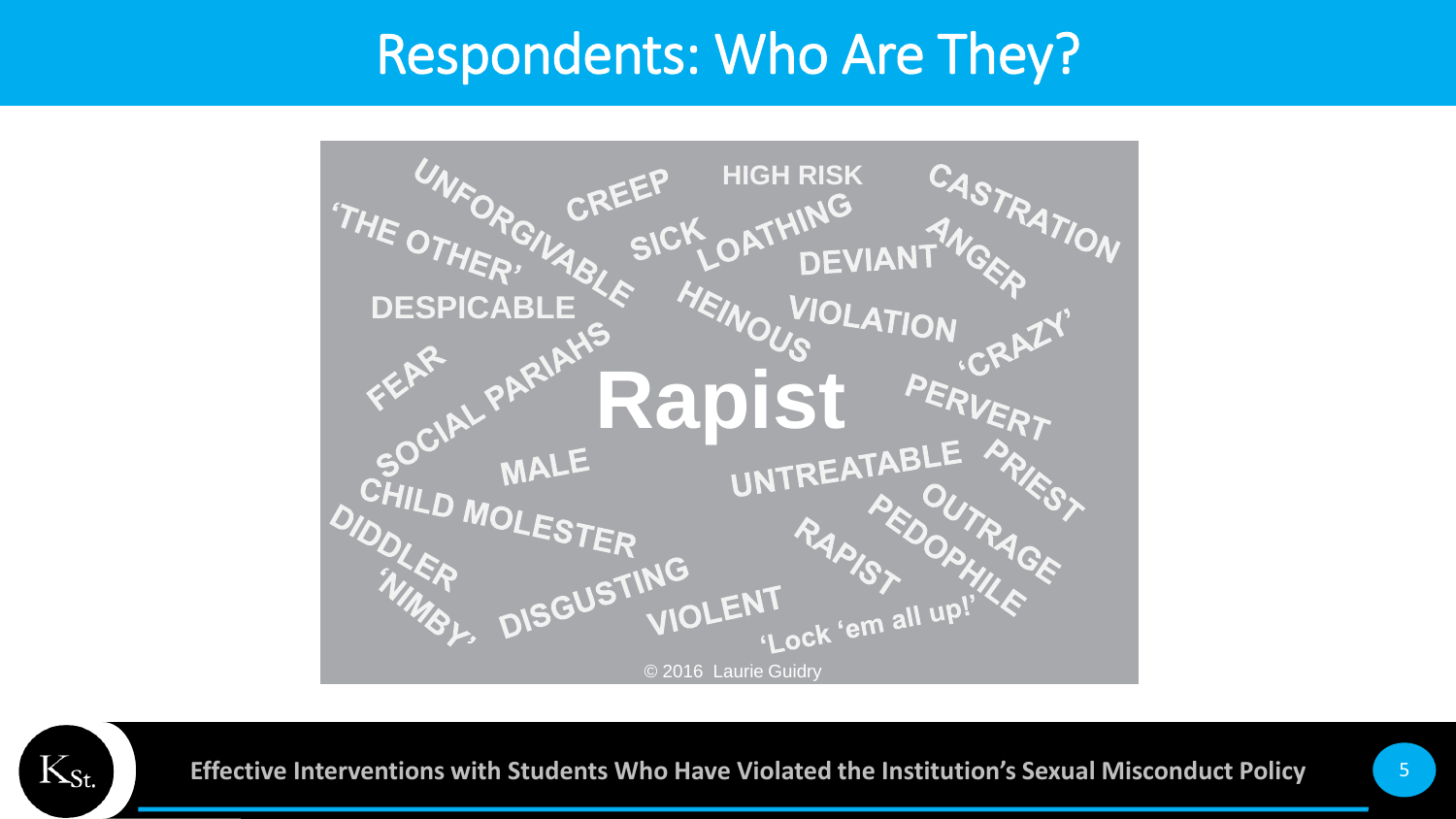# Respondents: Who Are They?

UNFORGIVABLE
CREEP
HIGH RISK
CASTRATION
'THE OTHER'
SICK
LOATHING
DEVIANT
ANGER
DESPICABLE
HEINOUS
VIOLATION
'CRAZY'
FEAR
SOCIAL PARIAHS
**Rapist**
PERVERT
MALE
UNTREATABLE
PRIEST
CHILD MOLESTER
OUTRAGE
PEDOPHILE
DIDDLER
RAPIST
'NIMBY'
DISGUSTING
VIOLENT
'Lock 'em all up!'

© 2016 Laurie Guidry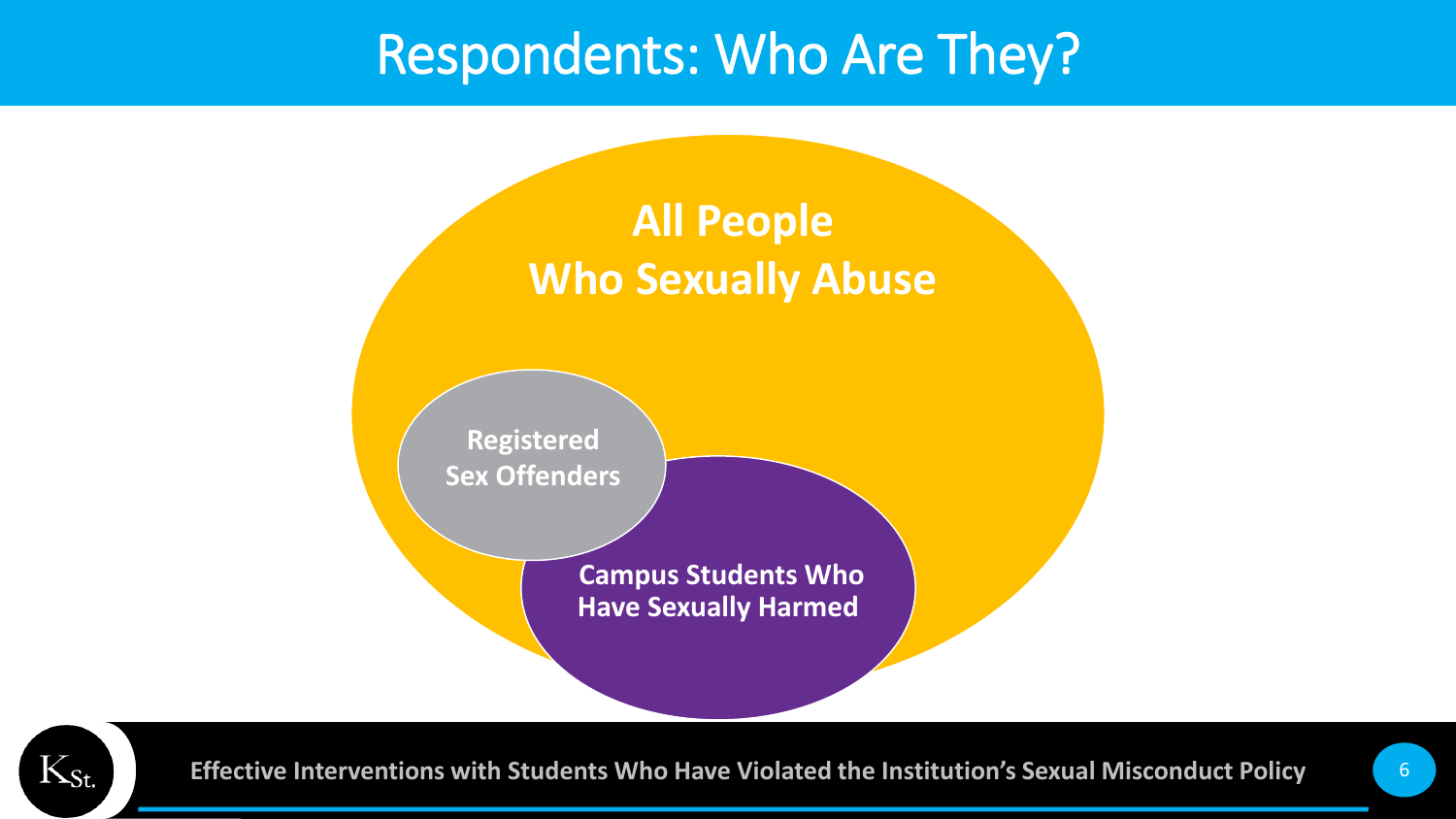# Respondents: Who Are They?

All People Who Sexually Abuse

Registered Sex Offenders

Campus Students Who Have Sexually Harmed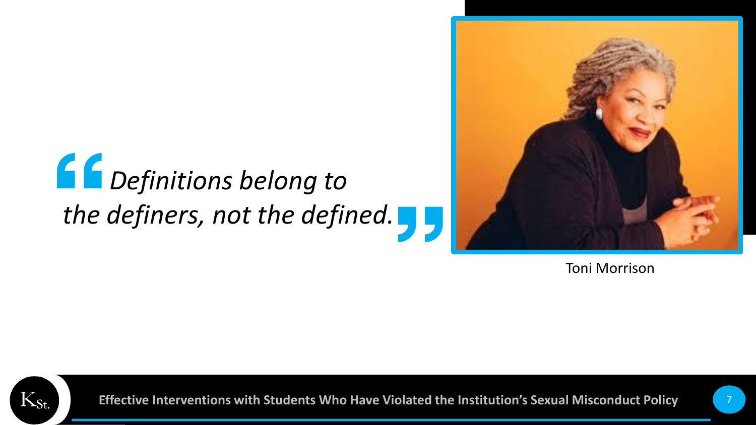*Definitions belong to the definers, not the defined.*

Toni Morrison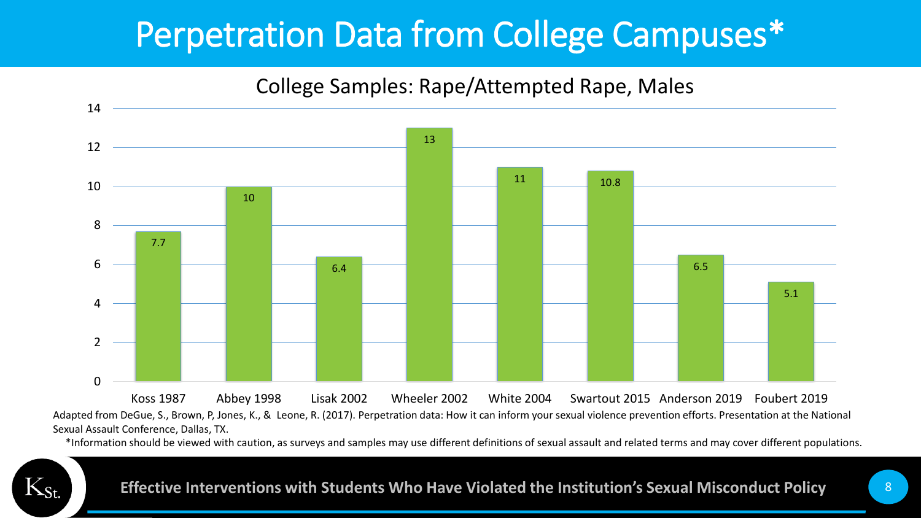# Perpetration Data from College Campuses*

## College Samples: Rape/Attempted Rape, Males

| Study | Value |
|---|---|
| Koss 1987 | 7.7 |
| Abbey 1998 | 10 |
| Lisak 2002 | 6.4 |
| Wheeler 2002 | 13 |
| White 2004 | 11 |
| Swartout 2015 | 10.8 |
| Anderson 2019 | 6.5 |
| Foubert 2019 | 5.1 |

Adapted from DeGue, S., Brown, P, Jones, K., & Leone, R. (2017). Perpetration data: How it can inform your sexual violence prevention efforts. Presentation at the National Sexual Assault Conference, Dallas, TX.

*Information should be viewed with caution, as surveys and samples may use different definitions of sexual assault and related terms and may cover different populations.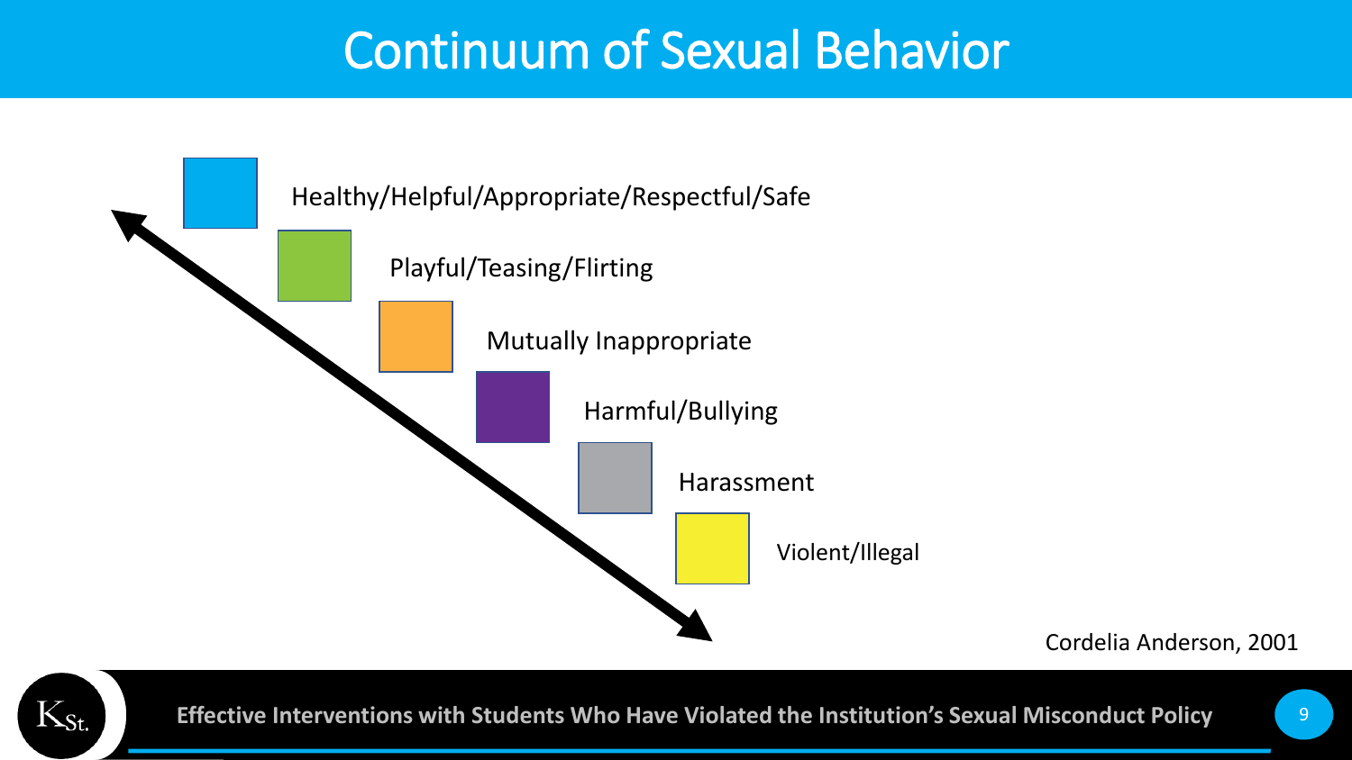# Continuum of Sexual Behavior

- Healthy/Helpful/Appropriate/Respectful/Safe
- Playful/Teasing/Flirting
- Mutually Inappropriate
- Harmful/Bullying
- Harassment
- Violent/Illegal

Cordelia Anderson, 2001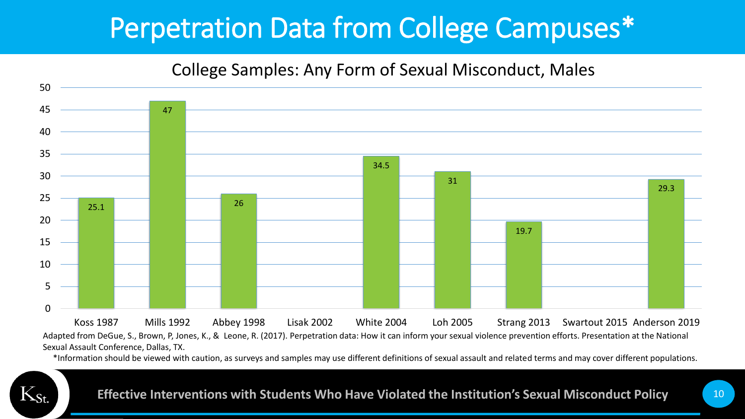# Perpetration Data from College Campuses*

## College Samples: Any Form of Sexual Misconduct, Males

| Study | Value |
|---|---|
| Koss 1987 | 25.1 |
| Mills 1992 | 47 |
| Abbey 1998 | 26 |
| Lisak 2002 | |
| White 2004 | 34.5 |
| Loh 2005 | 31 |
| Strang 2013 | 19.7 |
| Swartout 2015 | |
| Anderson 2019 | 29.3 |

Adapted from DeGue, S., Brown, P, Jones, K., & Leone, R. (2017). Perpetration data: How it can inform your sexual violence prevention efforts. Presentation at the National Sexual Assault Conference, Dallas, TX.

*Information should be viewed with caution, as surveys and samples may use different definitions of sexual assault and related terms and may cover different populations.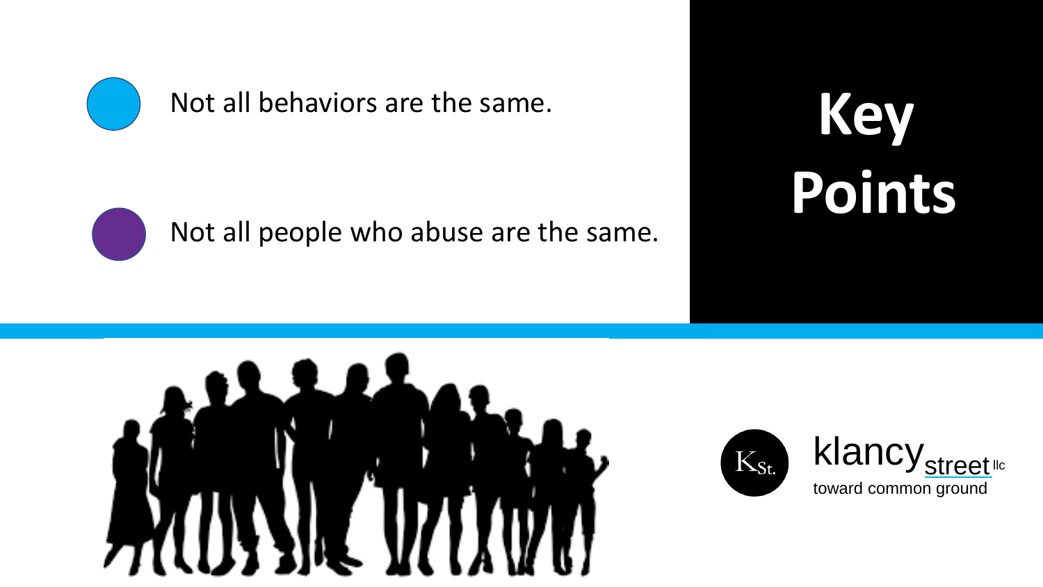# Key Points

- Not all behaviors are the same.
- Not all people who abuse are the same.

klancy street llc
toward common ground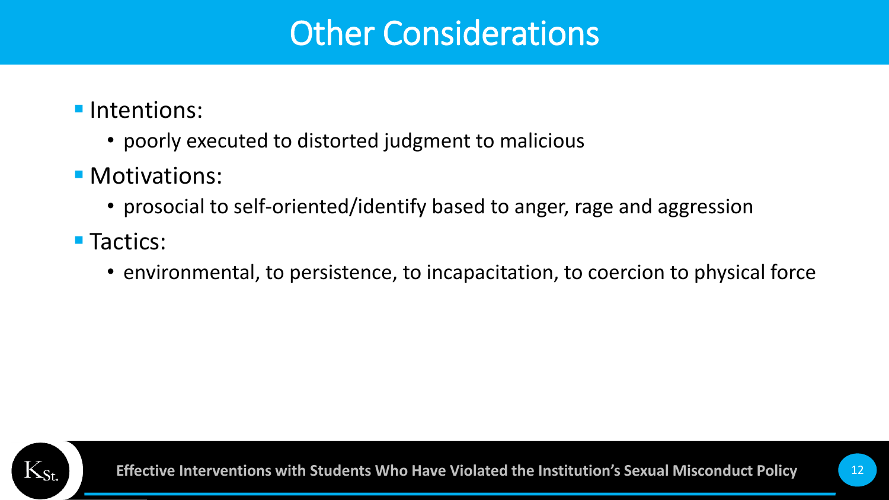# Other Considerations

- Intentions:
  - poorly executed to distorted judgment to malicious
- Motivations:
  - prosocial to self-oriented/identify based to anger, rage and aggression
- Tactics:
  - environmental, to persistence, to incapacitation, to coercion to physical force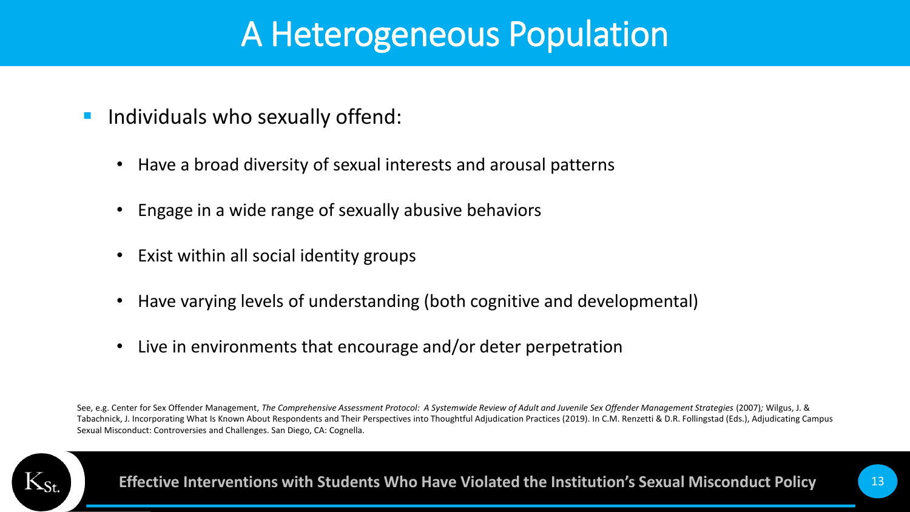# A Heterogeneous Population

- Individuals who sexually offend:
  - Have a broad diversity of sexual interests and arousal patterns
  - Engage in a wide range of sexually abusive behaviors
  - Exist within all social identity groups
  - Have varying levels of understanding (both cognitive and developmental)
  - Live in environments that encourage and/or deter perpetration

See, e.g. Center for Sex Offender Management, *The Comprehensive Assessment Protocol: A Systemwide Review of Adult and Juvenile Sex Offender Management Strategies* (2007)*;* Wilgus, J. & Tabachnick, J. Incorporating What Is Known About Respondents and Their Perspectives into Thoughtful Adjudication Practices (2019). In C.M. Renzetti & D.R. Follingstad (Eds.), Adjudicating Campus Sexual Misconduct: Controversies and Challenges. San Diego, CA: Cognella.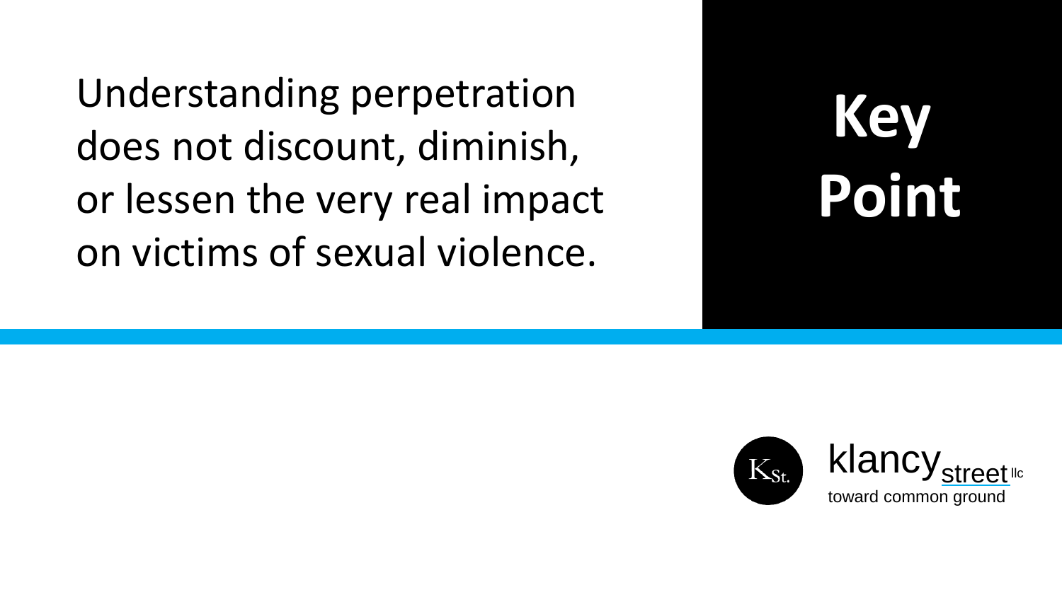Understanding perpetration does not discount, diminish, or lessen the very real impact on victims of sexual violence.

# Key Point

klancy street llc
toward common ground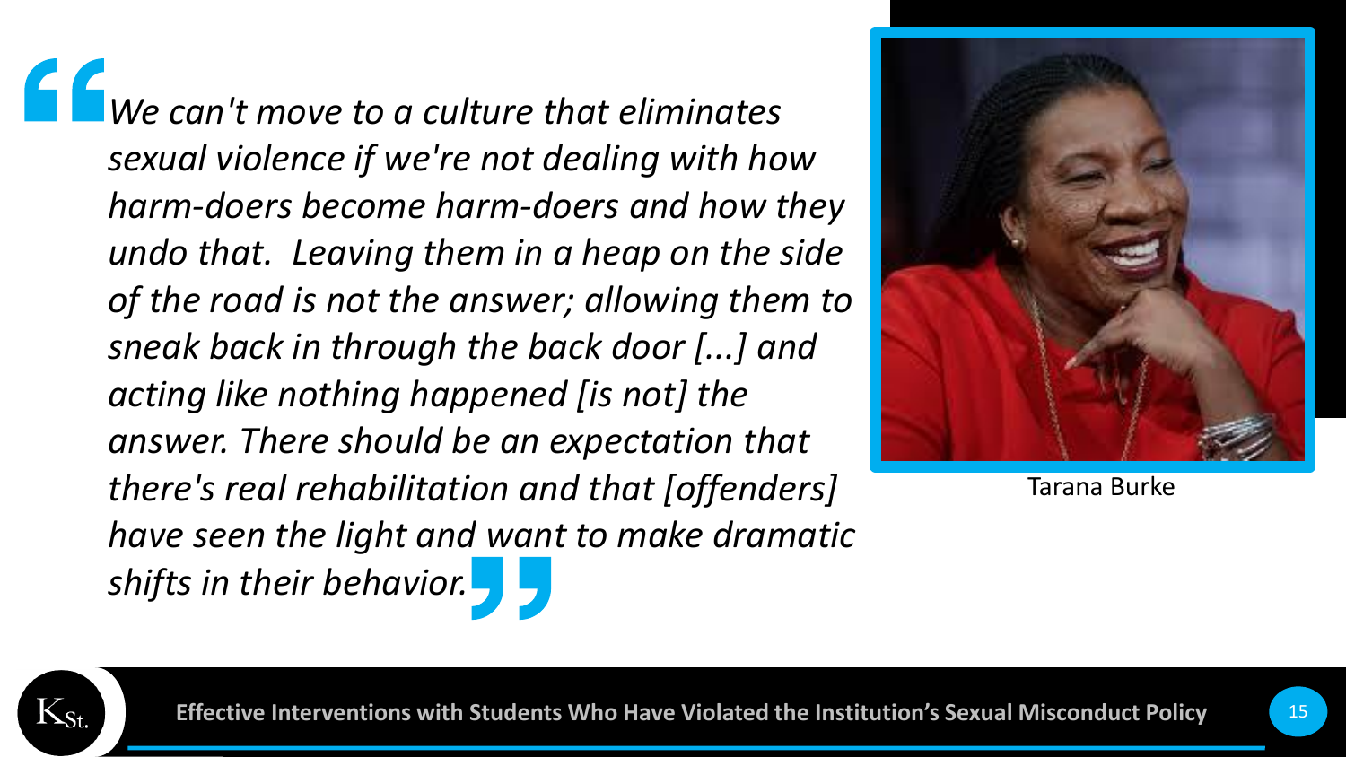> *We can't move to a culture that eliminates sexual violence if we're not dealing with how harm-doers become harm-doers and how they undo that. Leaving them in a heap on the side of the road is not the answer; allowing them to sneak back in through the back door [...] and acting like nothing happened [is not] the answer. There should be an expectation that there's real rehabilitation and that [offenders] have seen the light and want to make dramatic shifts in their behavior.*

Tarana Burke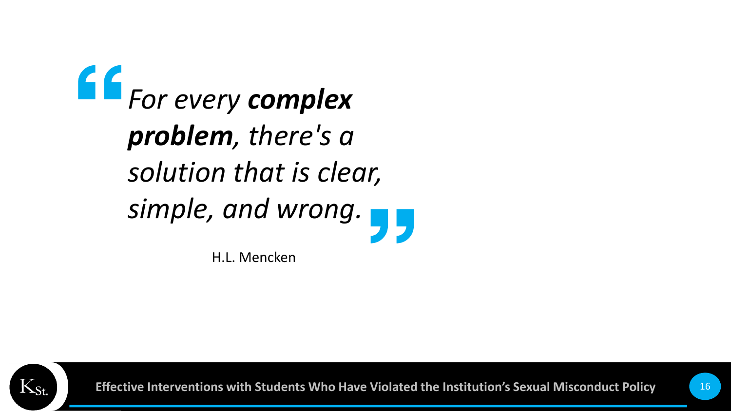> *For every **complex problem**, there's a solution that is clear, simple, and wrong.*

H.L. Mencken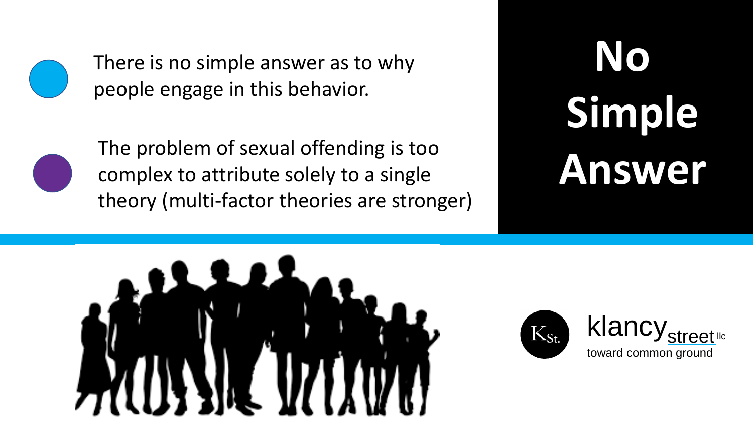# No Simple Answer

- There is no simple answer as to why people engage in this behavior.
- The problem of sexual offending is too complex to attribute solely to a single theory (multi-factor theories are stronger)

klancy street llc
toward common ground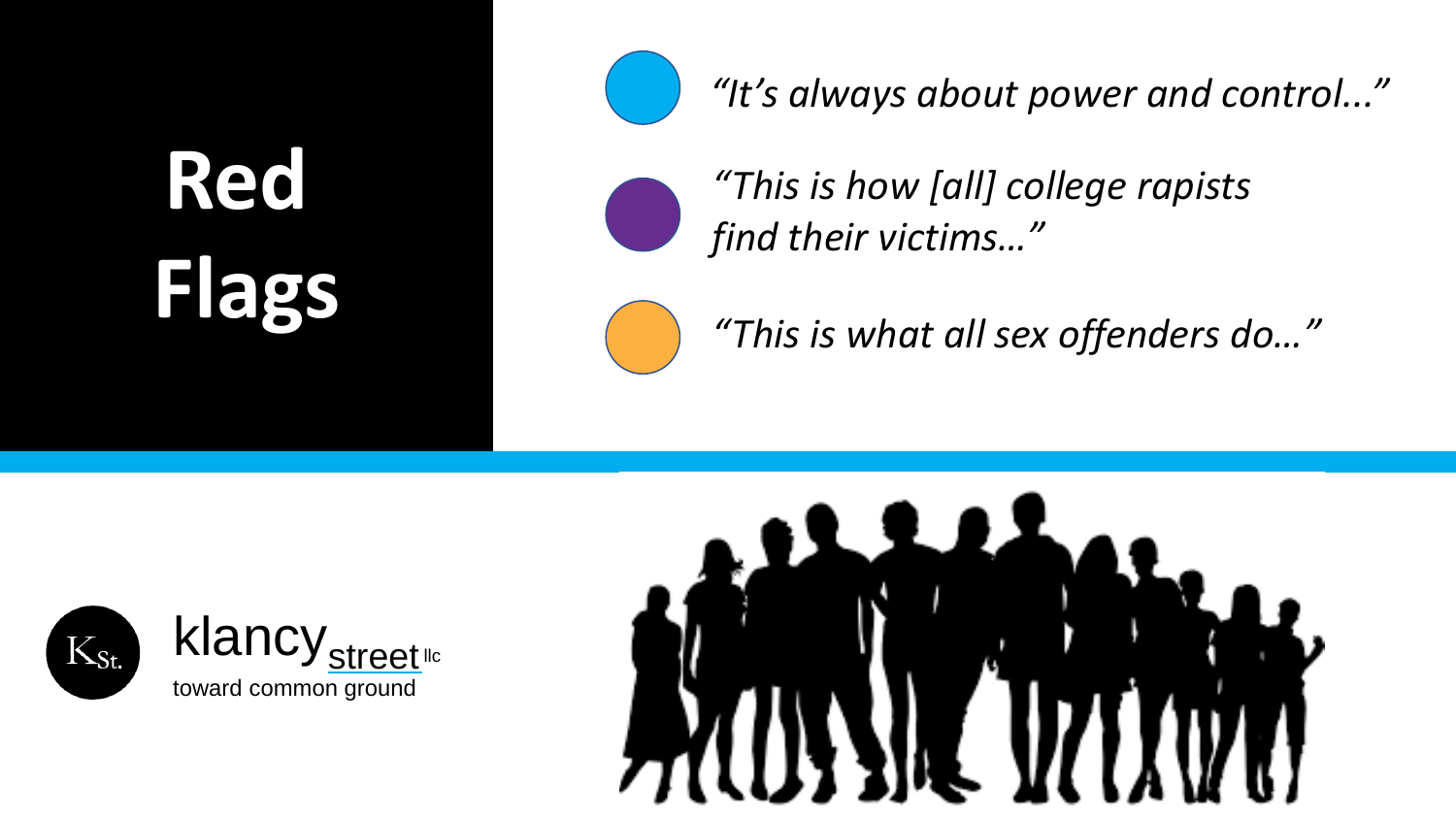# Red Flags

- *"It's always about power and control..."*
- *"This is how [all] college rapists find their victims…"*
- *"This is what all sex offenders do…"*

klancy street llc
toward common ground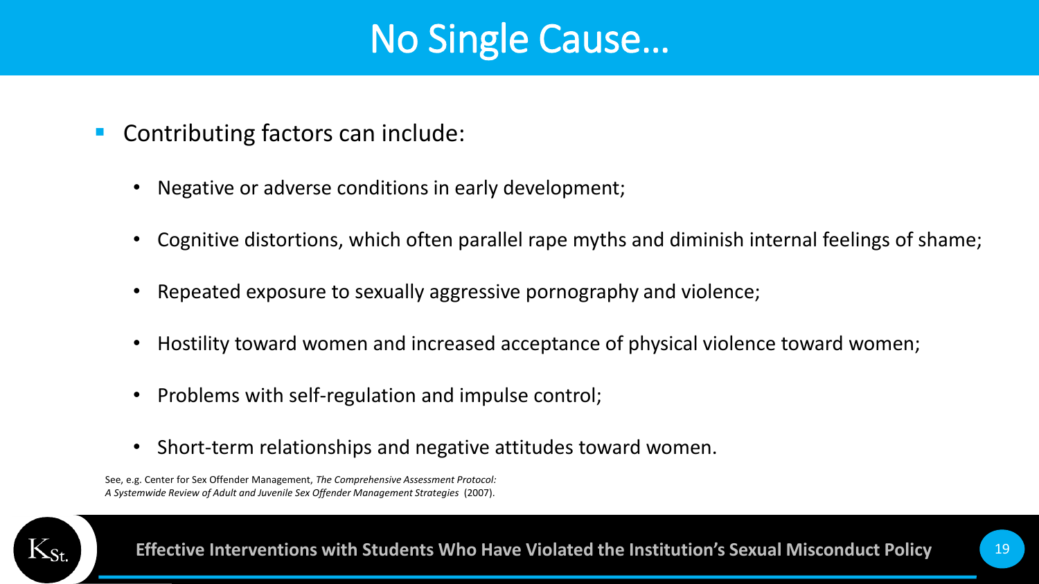# No Single Cause…

- Contributing factors can include:
  - Negative or adverse conditions in early development;
  - Cognitive distortions, which often parallel rape myths and diminish internal feelings of shame;
  - Repeated exposure to sexually aggressive pornography and violence;
  - Hostility toward women and increased acceptance of physical violence toward women;
  - Problems with self-regulation and impulse control;
  - Short-term relationships and negative attitudes toward women.

See, e.g. Center for Sex Offender Management, *The Comprehensive Assessment Protocol: A Systemwide Review of Adult and Juvenile Sex Offender Management Strategies* (2007).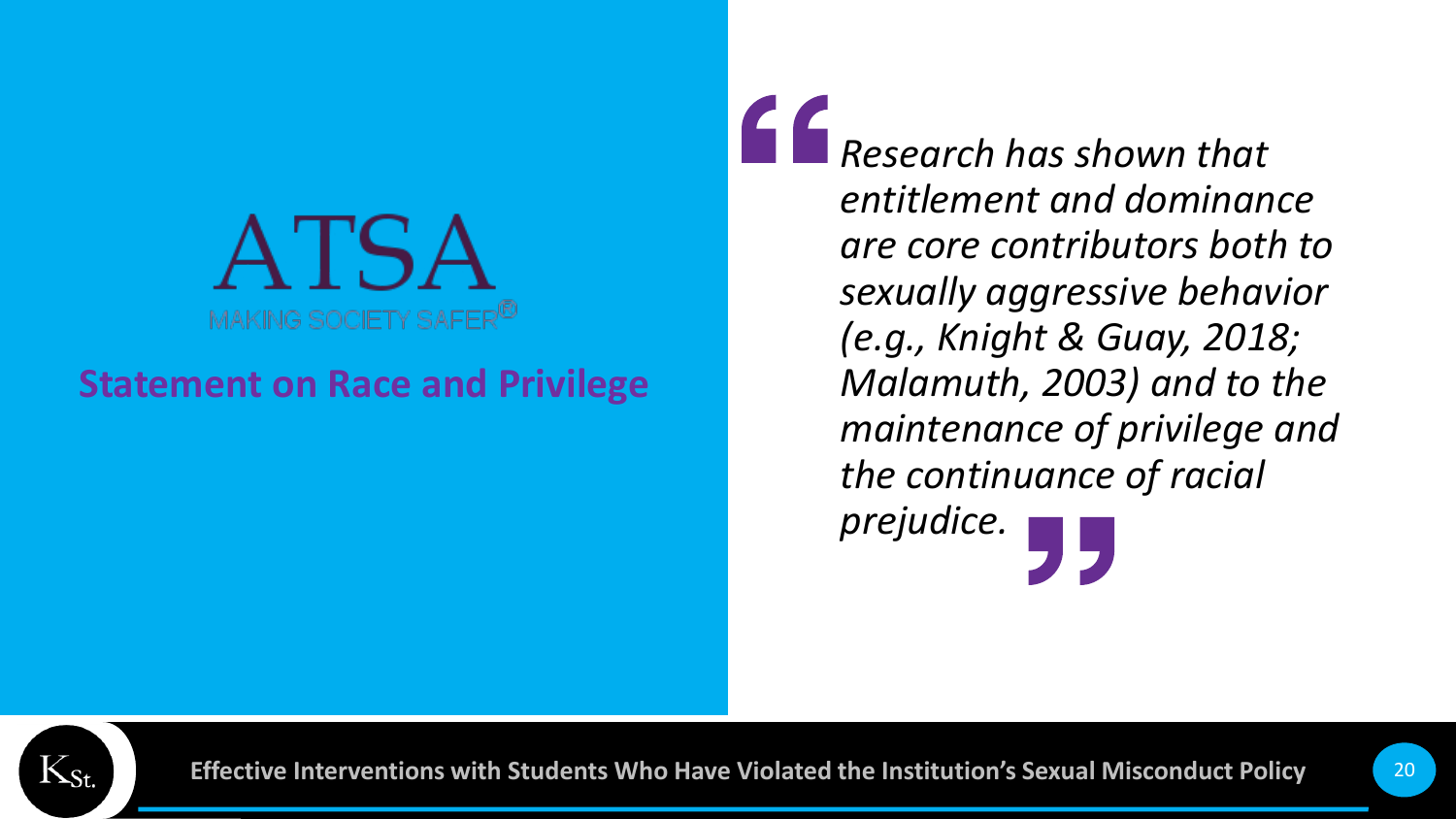ATSA

MAKING SOCIETY SAFER®

## Statement on Race and Privilege

> *Research has shown that entitlement and dominance are core contributors both to sexually aggressive behavior (e.g., Knight & Guay, 2018; Malamuth, 2003) and to the maintenance of privilege and the continuance of racial prejudice.*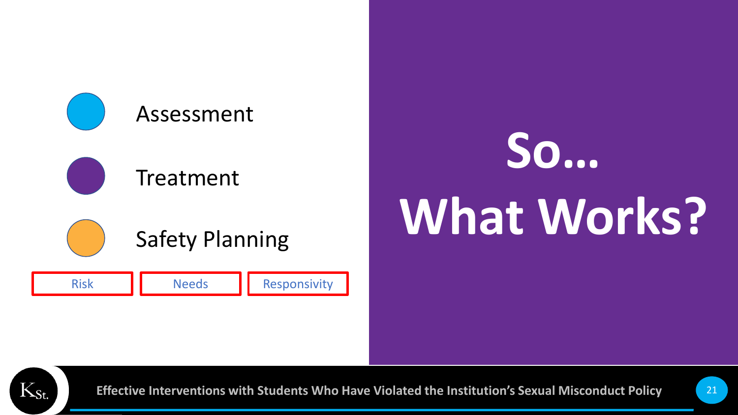- Assessment
- Treatment
- Safety Planning

Risk | Needs | Responsivity

# So… What Works?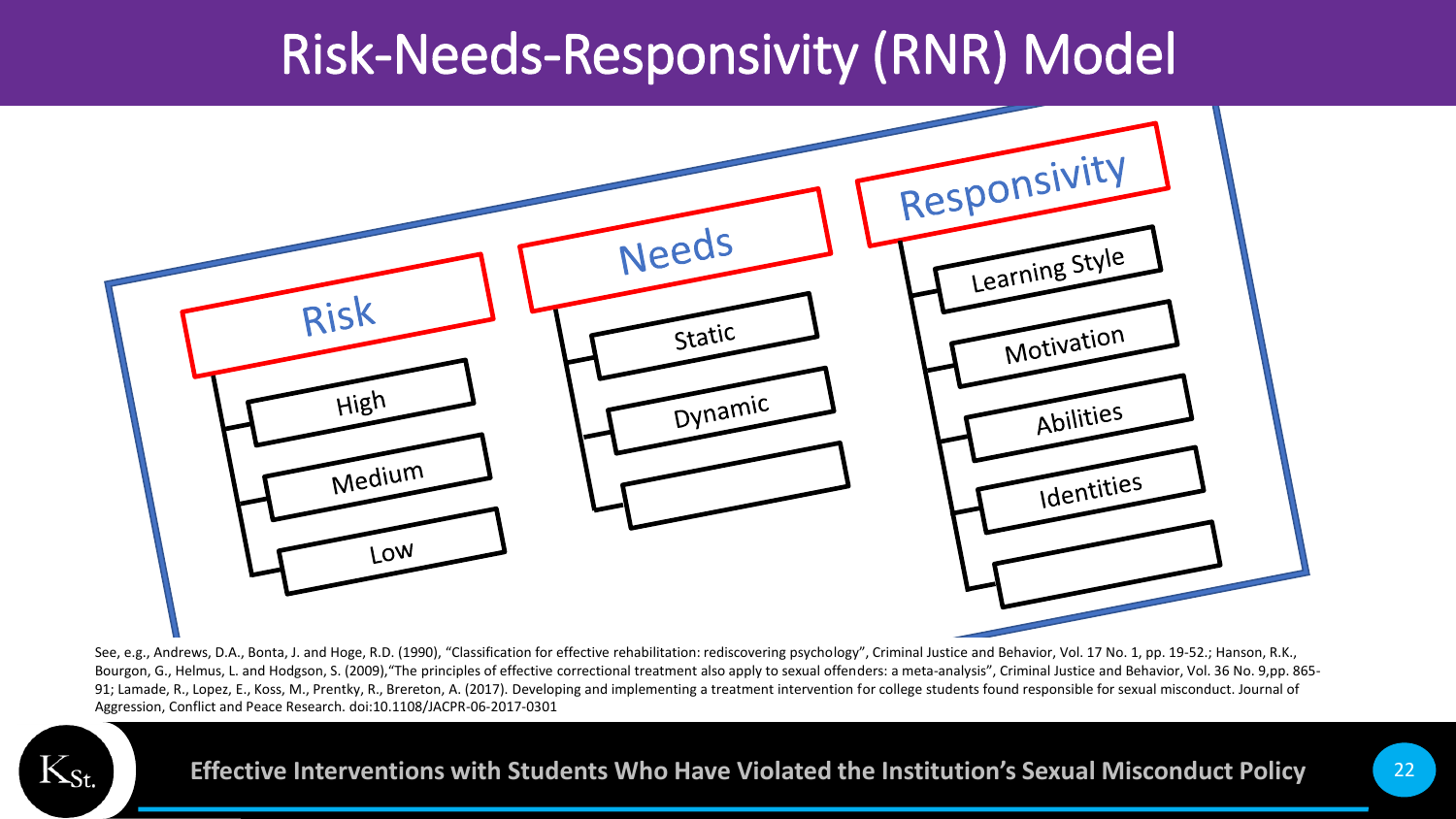# Risk-Needs-Responsivity (RNR) Model

- **Risk**
  - High
  - Medium
  - Low
- **Needs**
  - Static
  - Dynamic
- **Responsivity**
  - Learning Style
  - Motivation
  - Abilities
  - Identities

See, e.g., Andrews, D.A., Bonta, J. and Hoge, R.D. (1990), "Classification for effective rehabilitation: rediscovering psychology", Criminal Justice and Behavior, Vol. 17 No. 1, pp. 19-52.; Hanson, R.K., Bourgon, G., Helmus, L. and Hodgson, S. (2009),"The principles of effective correctional treatment also apply to sexual offenders: a meta-analysis", Criminal Justice and Behavior, Vol. 36 No. 9,pp. 865-91; Lamade, R., Lopez, E., Koss, M., Prentky, R., Brereton, A. (2017). Developing and implementing a treatment intervention for college students found responsible for sexual misconduct. Journal of Aggression, Conflict and Peace Research. doi:10.1108/JACPR-06-2017-0301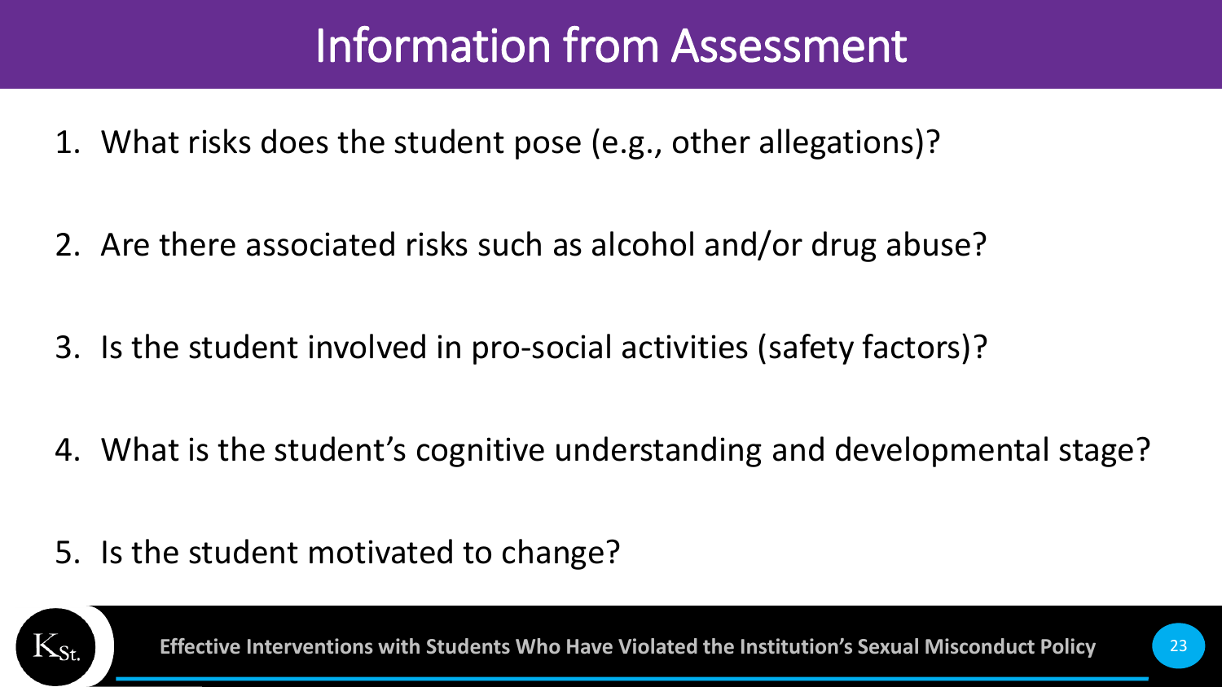# Information from Assessment

1. What risks does the student pose (e.g., other allegations)?
2. Are there associated risks such as alcohol and/or drug abuse?
3. Is the student involved in pro-social activities (safety factors)?
4. What is the student's cognitive understanding and developmental stage?
5. Is the student motivated to change?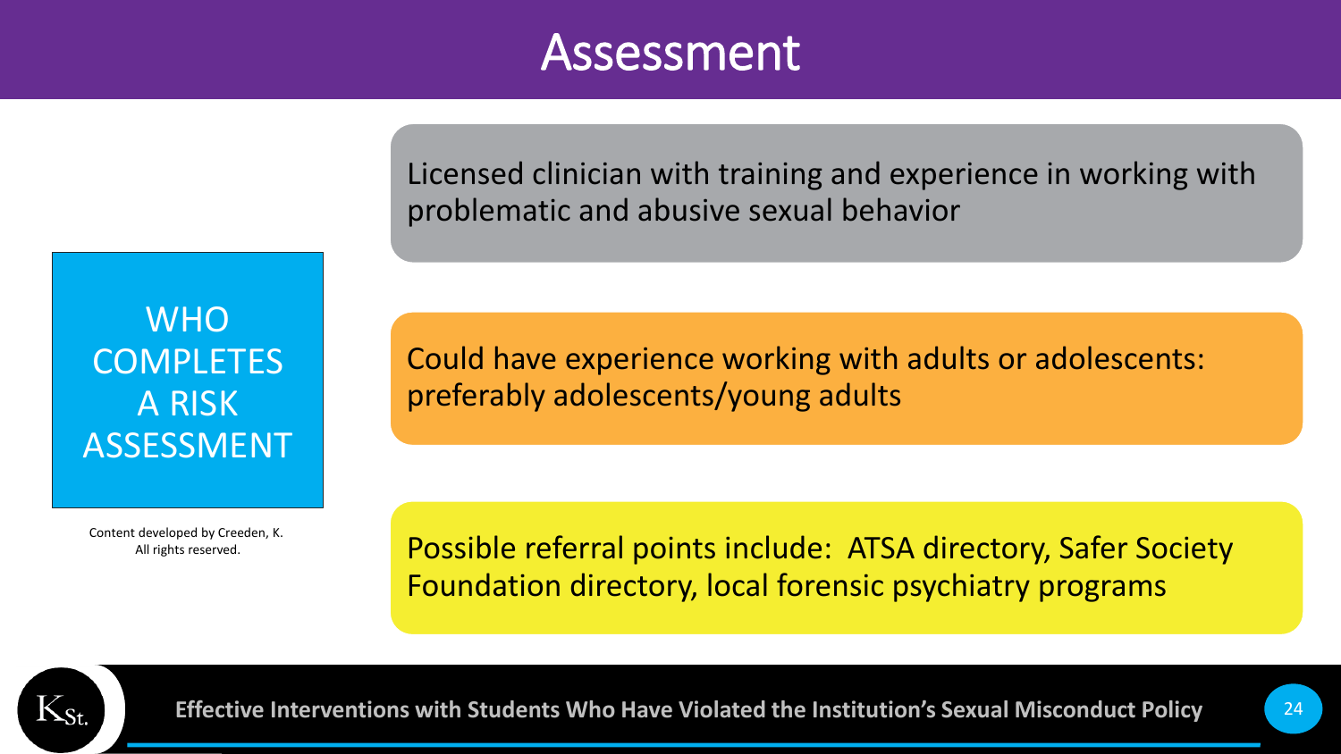# Assessment

## WHO COMPLETES A RISK ASSESSMENT

Content developed by Creeden, K. All rights reserved.

- Licensed clinician with training and experience in working with problematic and abusive sexual behavior
- Could have experience working with adults or adolescents: preferably adolescents/young adults
- Possible referral points include: ATSA directory, Safer Society Foundation directory, local forensic psychiatry programs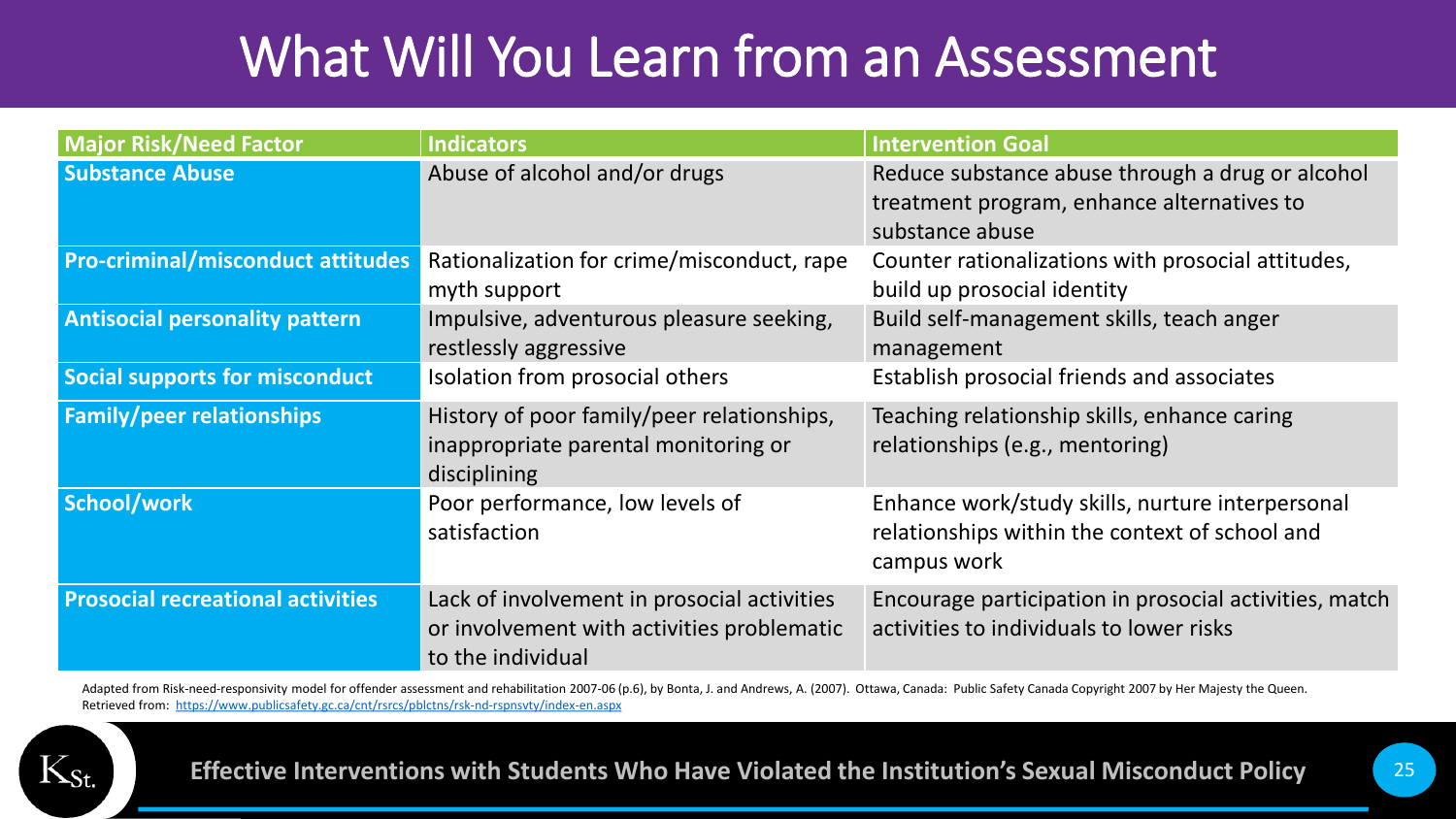# What Will You Learn from an Assessment

| Major Risk/Need Factor | Indicators | Intervention Goal |
|---|---|---|
| **Substance Abuse** | Abuse of alcohol and/or drugs | Reduce substance abuse through a drug or alcohol treatment program, enhance alternatives to substance abuse |
| **Pro-criminal/misconduct attitudes** | Rationalization for crime/misconduct, rape myth support | Counter rationalizations with prosocial attitudes, build up prosocial identity |
| **Antisocial personality pattern** | Impulsive, adventurous pleasure seeking, restlessly aggressive | Build self-management skills, teach anger management |
| **Social supports for misconduct** | Isolation from prosocial others | Establish prosocial friends and associates |
| **Family/peer relationships** | History of poor family/peer relationships, inappropriate parental monitoring or disciplining | Teaching relationship skills, enhance caring relationships (e.g., mentoring) |
| **School/work** | Poor performance, low levels of satisfaction | Enhance work/study skills, nurture interpersonal relationships within the context of school and campus work |
| **Prosocial recreational activities** | Lack of involvement in prosocial activities or involvement with activities problematic to the individual | Encourage participation in prosocial activities, match activities to individuals to lower risks |

Adapted from Risk-need-responsivity model for offender assessment and rehabilitation 2007-06 (p.6), by Bonta, J. and Andrews, A. (2007). Ottawa, Canada: Public Safety Canada Copyright 2007 by Her Majesty the Queen. Retrieved from: https://www.publicsafety.gc.ca/cnt/rsrcs/pblctns/rsk-nd-rspnsvty/index-en.aspx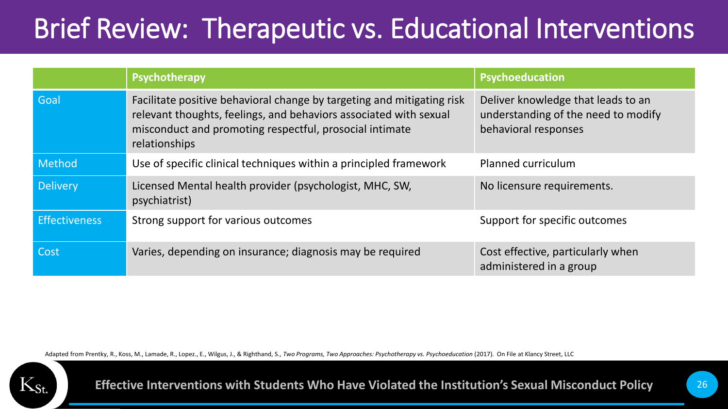# Brief Review: Therapeutic vs. Educational Interventions

| | Psychotherapy | Psychoeducation |
|---|---|---|
| Goal | Facilitate positive behavioral change by targeting and mitigating risk relevant thoughts, feelings, and behaviors associated with sexual misconduct and promoting respectful, prosocial intimate relationships | Deliver knowledge that leads to an understanding of the need to modify behavioral responses |
| Method | Use of specific clinical techniques within a principled framework | Planned curriculum |
| Delivery | Licensed Mental health provider (psychologist, MHC, SW, psychiatrist) | No licensure requirements. |
| Effectiveness | Strong support for various outcomes | Support for specific outcomes |
| Cost | Varies, depending on insurance; diagnosis may be required | Cost effective, particularly when administered in a group |

Adapted from Prentky, R., Koss, M., Lamade, R., Lopez., E., Wilgus, J., & Righthand, S., *Two Programs, Two Approaches: Psychotherapy vs. Psychoeducation* (2017). On File at Klancy Street, LLC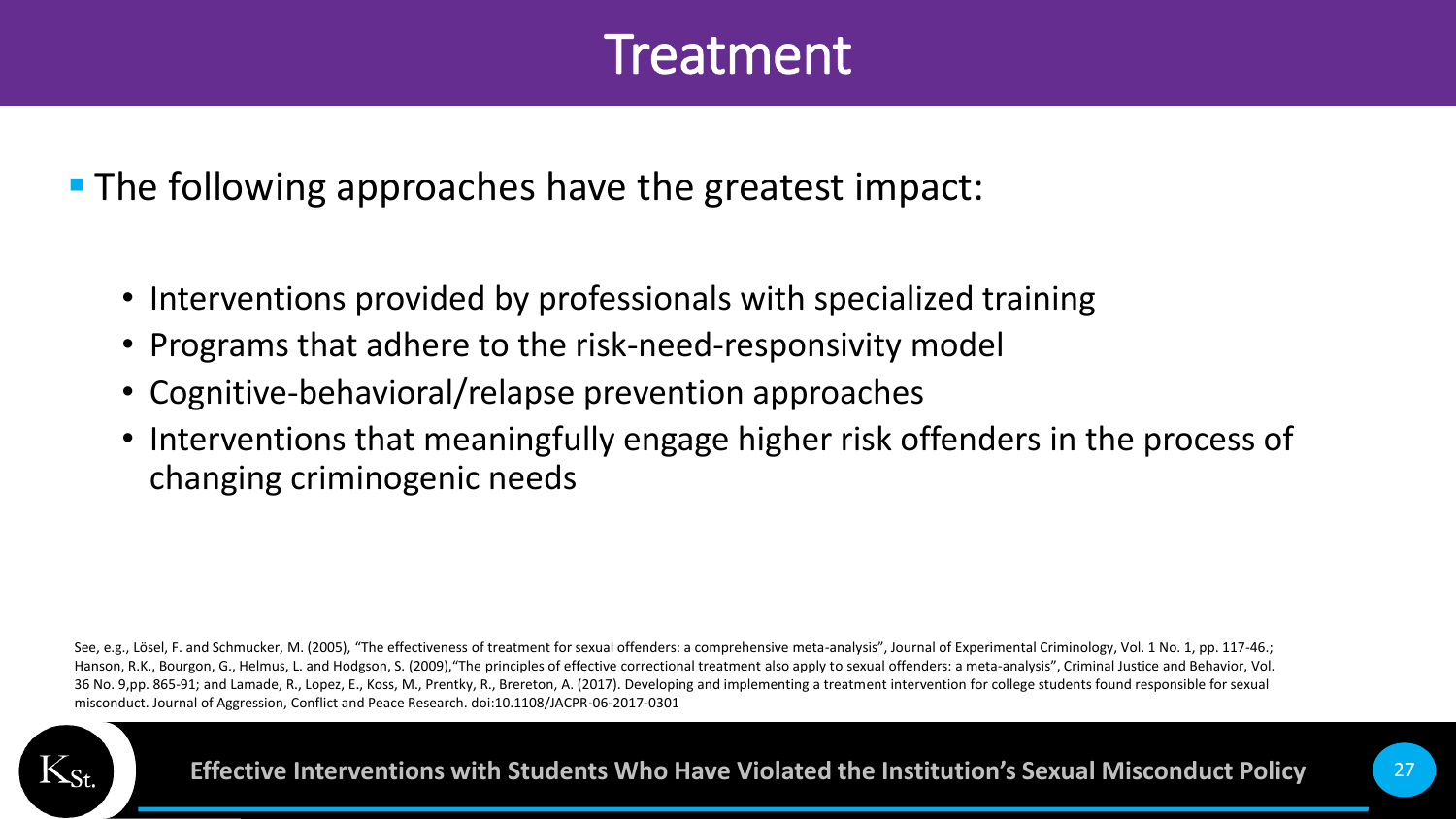# Treatment

- The following approaches have the greatest impact:
  - Interventions provided by professionals with specialized training
  - Programs that adhere to the risk-need-responsivity model
  - Cognitive-behavioral/relapse prevention approaches
  - Interventions that meaningfully engage higher risk offenders in the process of changing criminogenic needs

See, e.g., Lösel, F. and Schmucker, M. (2005), "The effectiveness of treatment for sexual offenders: a comprehensive meta-analysis", Journal of Experimental Criminology, Vol. 1 No. 1, pp. 117-46.; Hanson, R.K., Bourgon, G., Helmus, L. and Hodgson, S. (2009),"The principles of effective correctional treatment also apply to sexual offenders: a meta-analysis", Criminal Justice and Behavior, Vol. 36 No. 9,pp. 865-91; and Lamade, R., Lopez, E., Koss, M., Prentky, R., Brereton, A. (2017). Developing and implementing a treatment intervention for college students found responsible for sexual misconduct. Journal of Aggression, Conflict and Peace Research. doi:10.1108/JACPR-06-2017-0301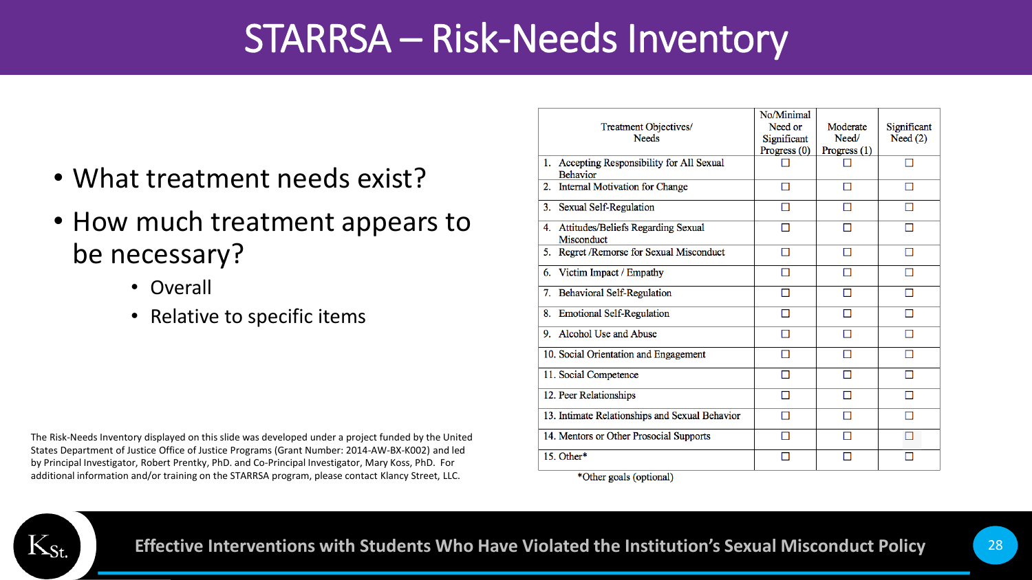# STARRSA – Risk-Needs Inventory

- What treatment needs exist?
- How much treatment appears to be necessary?
  - Overall
  - Relative to specific items

| Treatment Objectives/ Needs | No/Minimal Need or Significant Progress (0) | Moderate Need/ Progress (1) | Significant Need (2) |
|---|---|---|---|
| 1. Accepting Responsibility for All Sexual Behavior | ☐ | ☐ | ☐ |
| 2. Internal Motivation for Change | ☐ | ☐ | ☐ |
| 3. Sexual Self-Regulation | ☐ | ☐ | ☐ |
| 4. Attitudes/Beliefs Regarding Sexual Misconduct | ☐ | ☐ | ☐ |
| 5. Regret /Remorse for Sexual Misconduct | ☐ | ☐ | ☐ |
| 6. Victim Impact / Empathy | ☐ | ☐ | ☐ |
| 7. Behavioral Self-Regulation | ☐ | ☐ | ☐ |
| 8. Emotional Self-Regulation | ☐ | ☐ | ☐ |
| 9. Alcohol Use and Abuse | ☐ | ☐ | ☐ |
| 10. Social Orientation and Engagement | ☐ | ☐ | ☐ |
| 11. Social Competence | ☐ | ☐ | ☐ |
| 12. Peer Relationships | ☐ | ☐ | ☐ |
| 13. Intimate Relationships and Sexual Behavior | ☐ | ☐ | ☐ |
| 14. Mentors or Other Prosocial Supports | ☐ | ☐ | ☐ |
| 15. Other* | ☐ | ☐ | ☐ |

*Other goals (optional)

The Risk-Needs Inventory displayed on this slide was developed under a project funded by the United States Department of Justice Office of Justice Programs (Grant Number: 2014-AW-BX-K002) and led by Principal Investigator, Robert Prentky, PhD. and Co-Principal Investigator, Mary Koss, PhD. For additional information and/or training on the STARRSA program, please contact Klancy Street, LLC.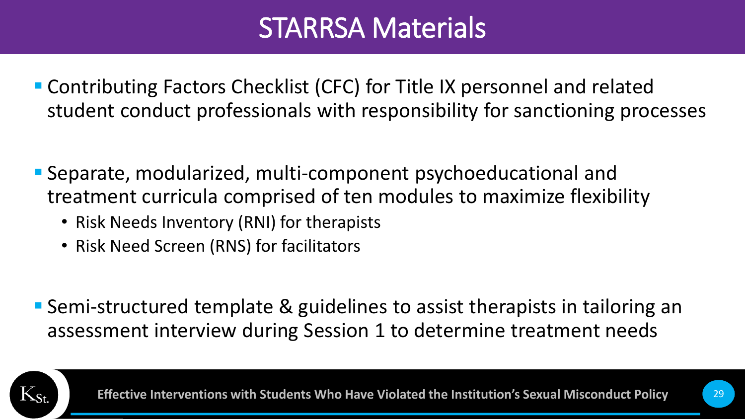# STARRSA Materials

- Contributing Factors Checklist (CFC) for Title IX personnel and related student conduct professionals with responsibility for sanctioning processes

- Separate, modularized, multi-component psychoeducational and treatment curricula comprised of ten modules to maximize flexibility
  - Risk Needs Inventory (RNI) for therapists
  - Risk Need Screen (RNS) for facilitators

- Semi-structured template & guidelines to assist therapists in tailoring an assessment interview during Session 1 to determine treatment needs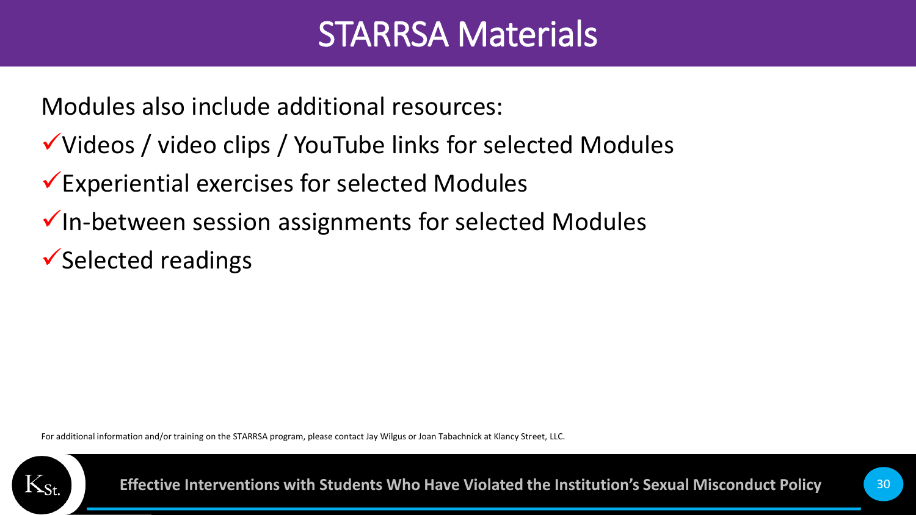# STARRSA Materials

Modules also include additional resources:

- ✓Videos / video clips / YouTube links for selected Modules
- ✓Experiential exercises for selected Modules
- ✓In-between session assignments for selected Modules
- ✓Selected readings

For additional information and/or training on the STARRSA program, please contact Jay Wilgus or Joan Tabachnick at Klancy Street, LLC.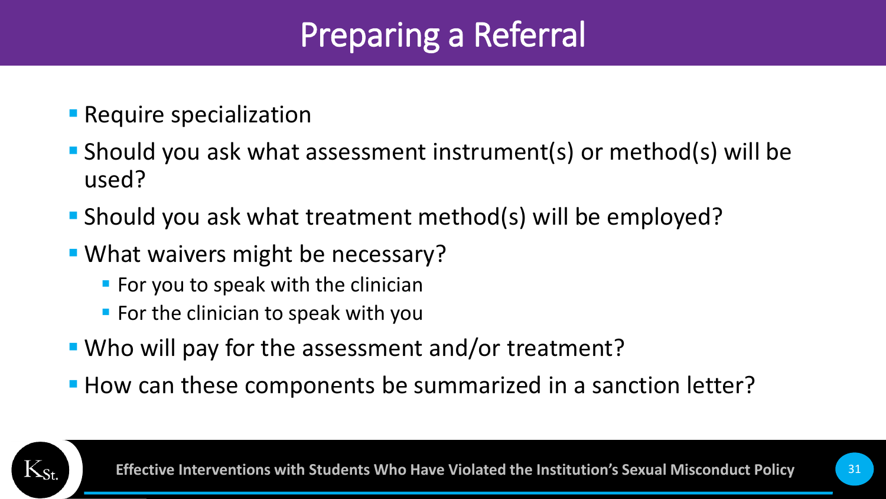# Preparing a Referral

- Require specialization
- Should you ask what assessment instrument(s) or method(s) will be used?
- Should you ask what treatment method(s) will be employed?
- What waivers might be necessary?
  - For you to speak with the clinician
  - For the clinician to speak with you
- Who will pay for the assessment and/or treatment?
- How can these components be summarized in a sanction letter?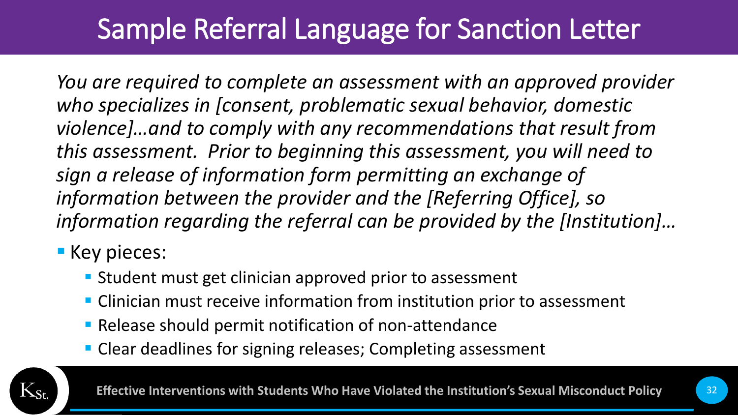# Sample Referral Language for Sanction Letter

*You are required to complete an assessment with an approved provider who specializes in [consent, problematic sexual behavior, domestic violence]…and to comply with any recommendations that result from this assessment. Prior to beginning this assessment, you will need to sign a release of information form permitting an exchange of information between the provider and the [Referring Office], so information regarding the referral can be provided by the [Institution]…*

- Key pieces:
  - Student must get clinician approved prior to assessment
  - Clinician must receive information from institution prior to assessment
  - Release should permit notification of non-attendance
  - Clear deadlines for signing releases; Completing assessment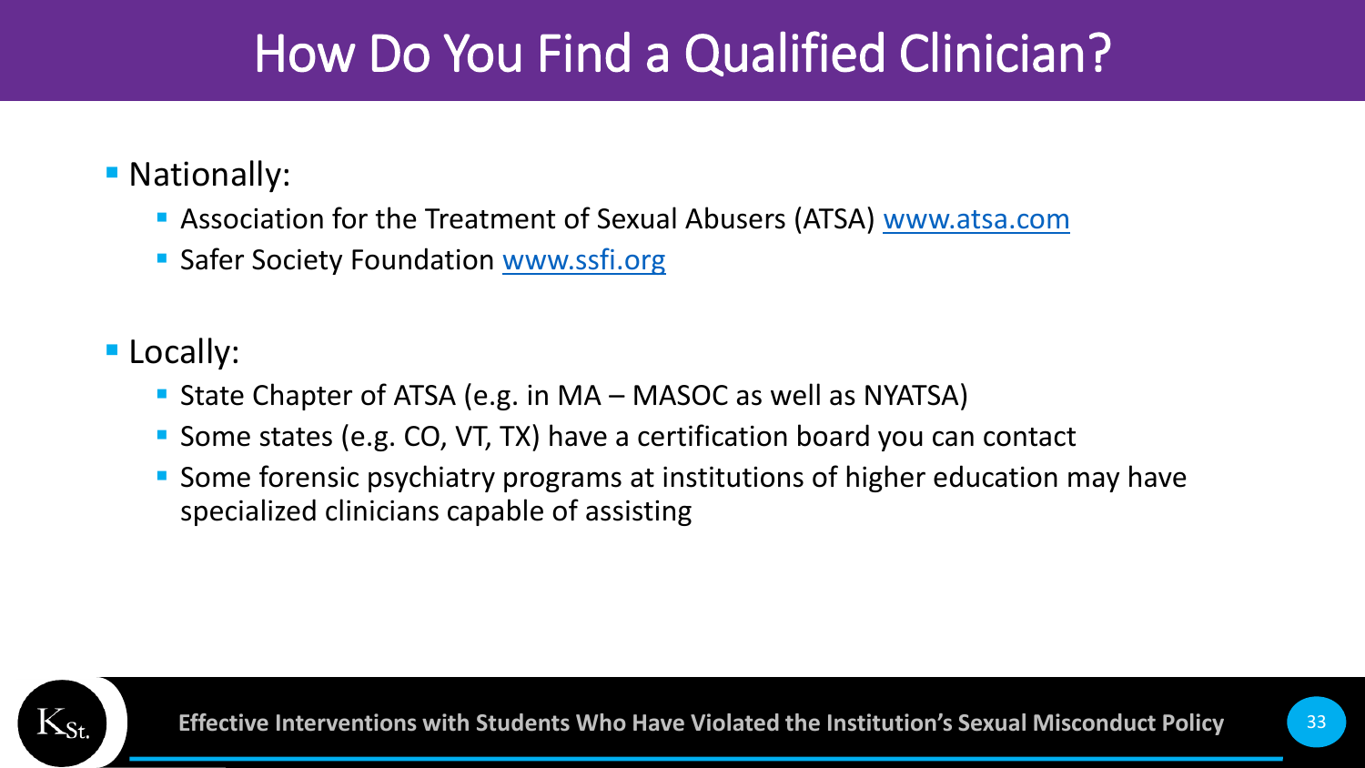# How Do You Find a Qualified Clinician?

- Nationally:
  - Association for the Treatment of Sexual Abusers (ATSA) www.atsa.com
  - Safer Society Foundation www.ssfi.org
- Locally:
  - State Chapter of ATSA (e.g. in MA – MASOC as well as NYATSA)
  - Some states (e.g. CO, VT, TX) have a certification board you can contact
  - Some forensic psychiatry programs at institutions of higher education may have specialized clinicians capable of assisting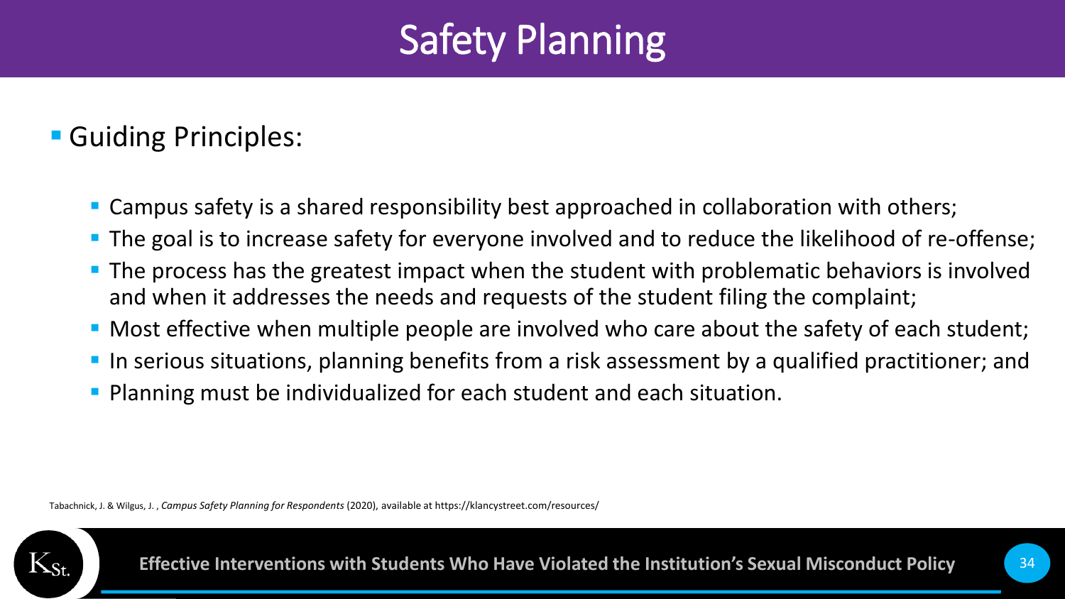# Safety Planning

- Guiding Principles:
  - Campus safety is a shared responsibility best approached in collaboration with others;
  - The goal is to increase safety for everyone involved and to reduce the likelihood of re-offense;
  - The process has the greatest impact when the student with problematic behaviors is involved and when it addresses the needs and requests of the student filing the complaint;
  - Most effective when multiple people are involved who care about the safety of each student;
  - In serious situations, planning benefits from a risk assessment by a qualified practitioner; and
  - Planning must be individualized for each student and each situation.

Tabachnick, J. & Wilgus, J. , *Campus Safety Planning for Respondents* (2020), available at https://klancystreet.com/resources/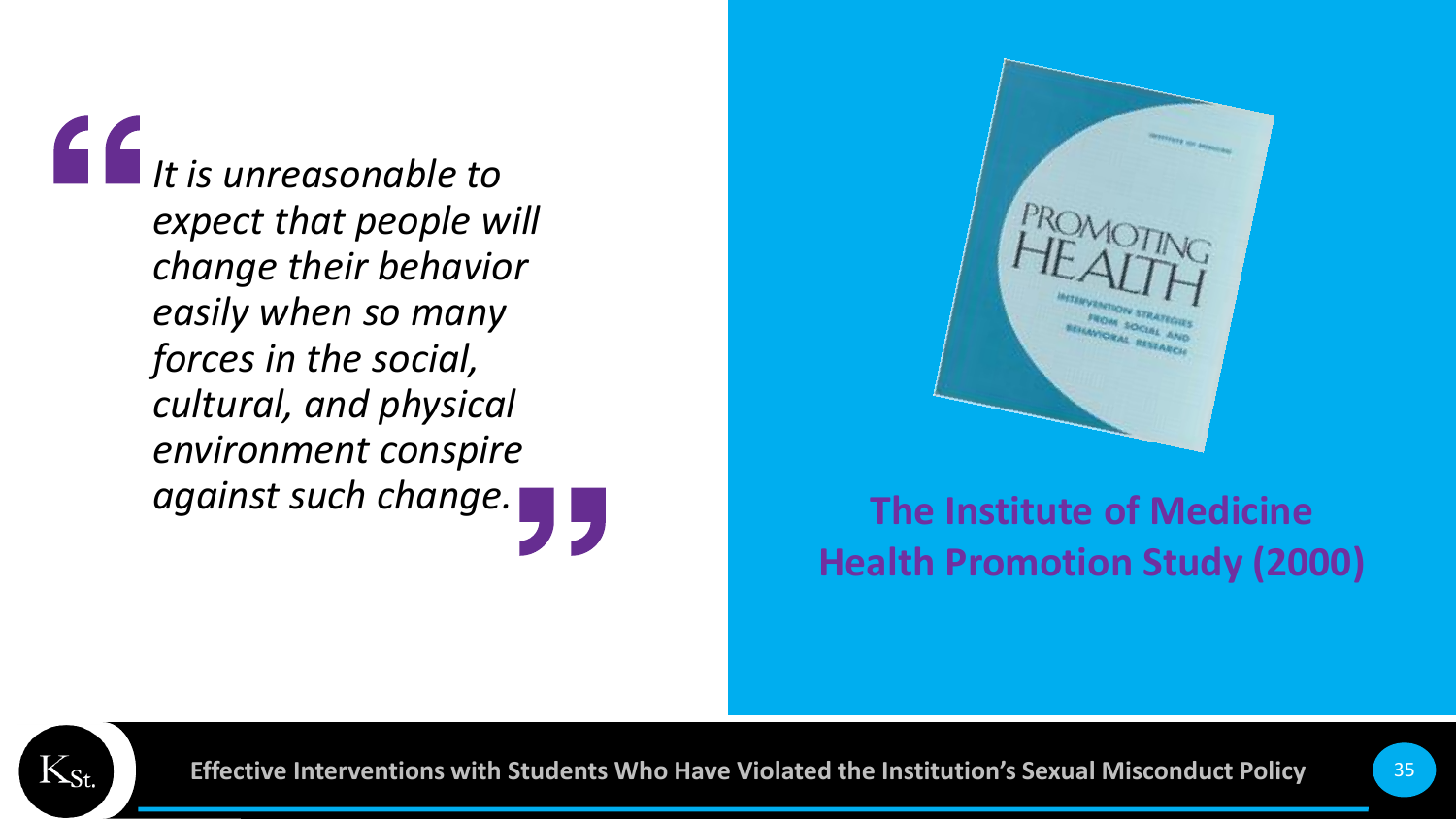> *It is unreasonable to expect that people will change their behavior easily when so many forces in the social, cultural, and physical environment conspire against such change.*

**The Institute of Medicine Health Promotion Study (2000)**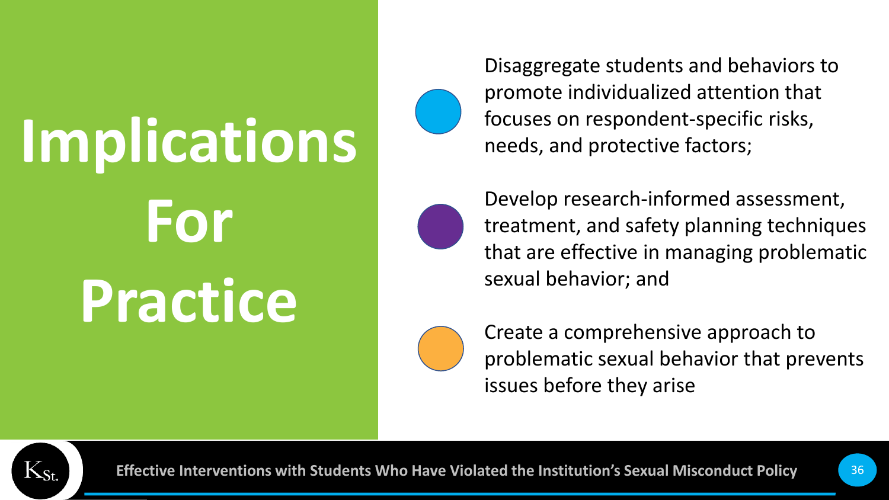# Implications For Practice

- Disaggregate students and behaviors to promote individualized attention that focuses on respondent-specific risks, needs, and protective factors;
- Develop research-informed assessment, treatment, and safety planning techniques that are effective in managing problematic sexual behavior; and
- Create a comprehensive approach to problematic sexual behavior that prevents issues before they arise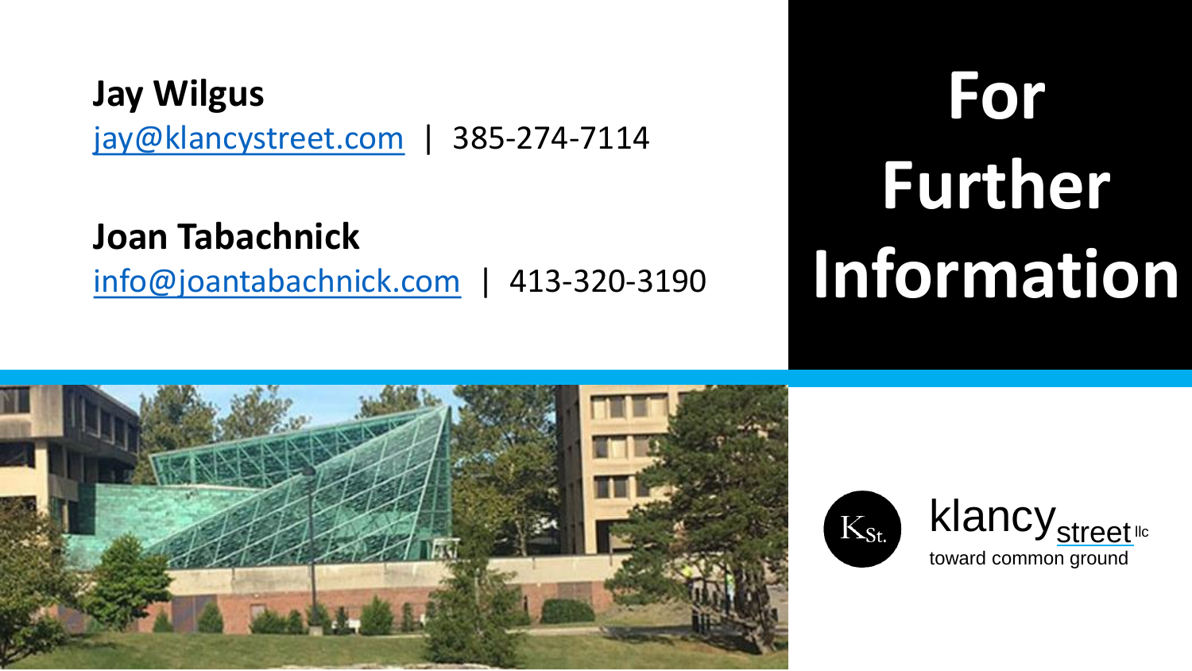# For Further Information

**Jay Wilgus**
jay@klancystreet.com | 385-274-7114

**Joan Tabachnick**
info@joantabachnick.com | 413-320-3190

klancy street llc
toward common ground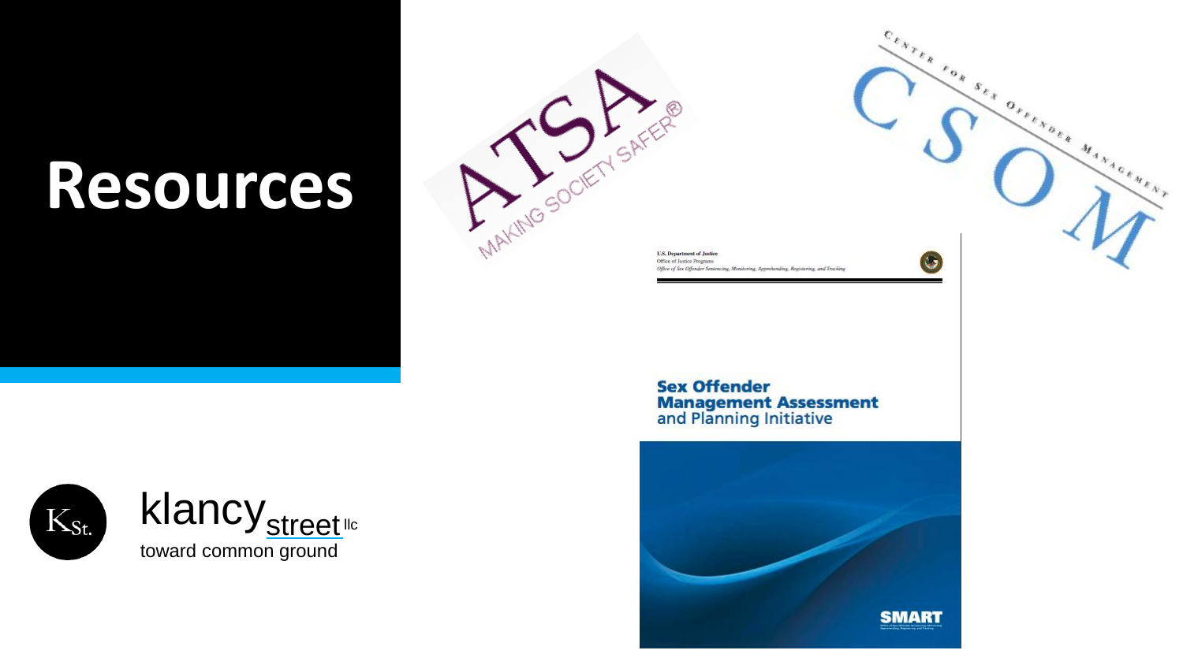# Resources

ATSA

MAKING SOCIETY SAFER®

CENTER FOR SEX OFFENDER MANAGEMENT

CSOM

U.S. Department of Justice
Office of Justice Programs
Office of Sex Offender Sentencing, Monitoring, Apprehending, Registering, and Tracking

**Sex Offender Management Assessment** and Planning Initiative

SMART

klancy street llc

toward common ground